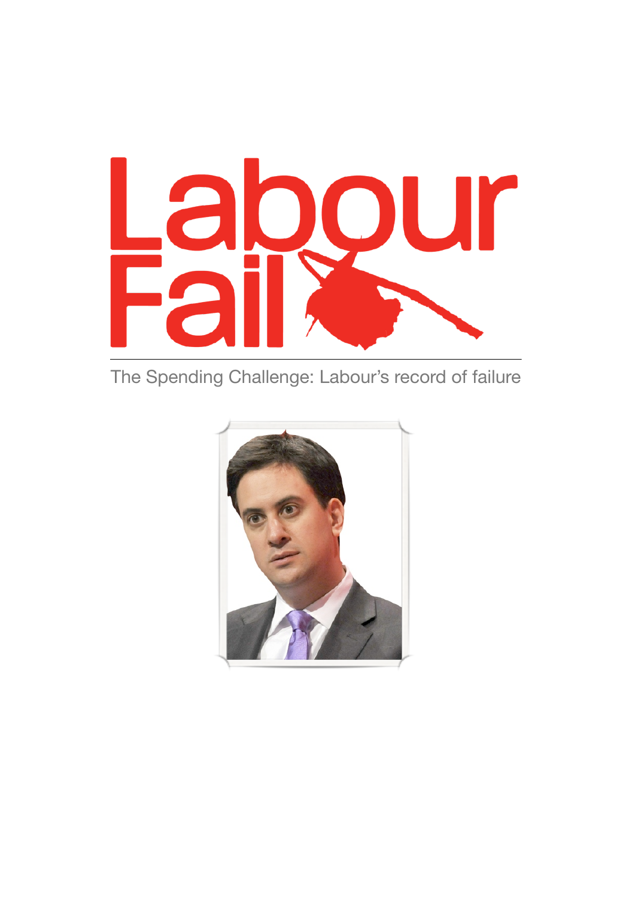# Labour Fail

The Spending Challenge: Labour's record of failure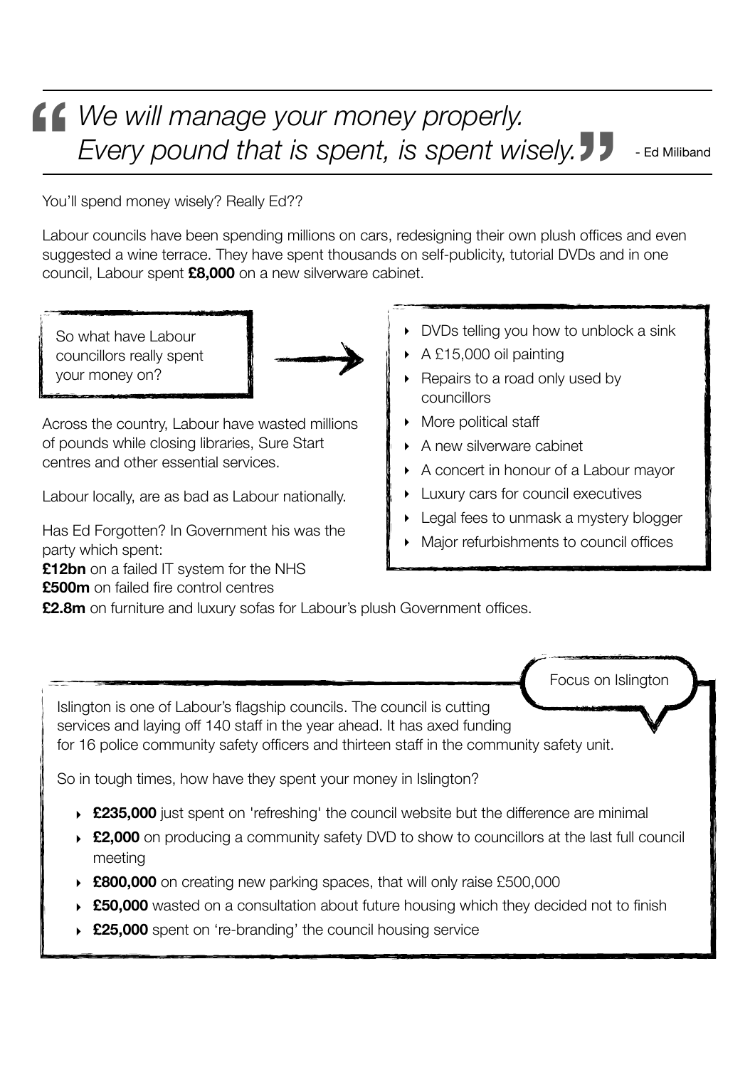> *We will manage your money properly. Every pound that is spent, is spent wisely.*
>
> \- Ed Miliband

You'll spend money wisely? Really Ed??

Labour councils have been spending millions on cars, redesigning their own plush offices and even suggested a wine terrace. They have spent thousands on self-publicity, tutorial DVDs and in one council, Labour spent **£8,000** on a new silverware cabinet.

So what have Labour councillors really spent your money on?

- DVDs telling you how to unblock a sink
- A £15,000 oil painting
- Repairs to a road only used by councillors
- More political staff
- A new silverware cabinet
- A concert in honour of a Labour mayor
- Luxury cars for council executives
- Legal fees to unmask a mystery blogger
- Major refurbishments to council offices

Across the country, Labour have wasted millions of pounds while closing libraries, Sure Start centres and other essential services.

Labour locally, are as bad as Labour nationally.

Has Ed Forgotten? In Government his was the party which spent:
**£12bn** on a failed IT system for the NHS
**£500m** on failed fire control centres
**£2.8m** on furniture and luxury sofas for Labour's plush Government offices.

## Focus on Islington

Islington is one of Labour's flagship councils. The council is cutting services and laying off 140 staff in the year ahead. It has axed funding for 16 police community safety officers and thirteen staff in the community safety unit.

So in tough times, how have they spent your money in Islington?

- **£235,000** just spent on 'refreshing' the council website but the difference are minimal
- **£2,000** on producing a community safety DVD to show to councillors at the last full council meeting
- **£800,000** on creating new parking spaces, that will only raise £500,000
- **£50,000** wasted on a consultation about future housing which they decided not to finish
- **£25,000** spent on 're-branding' the council housing service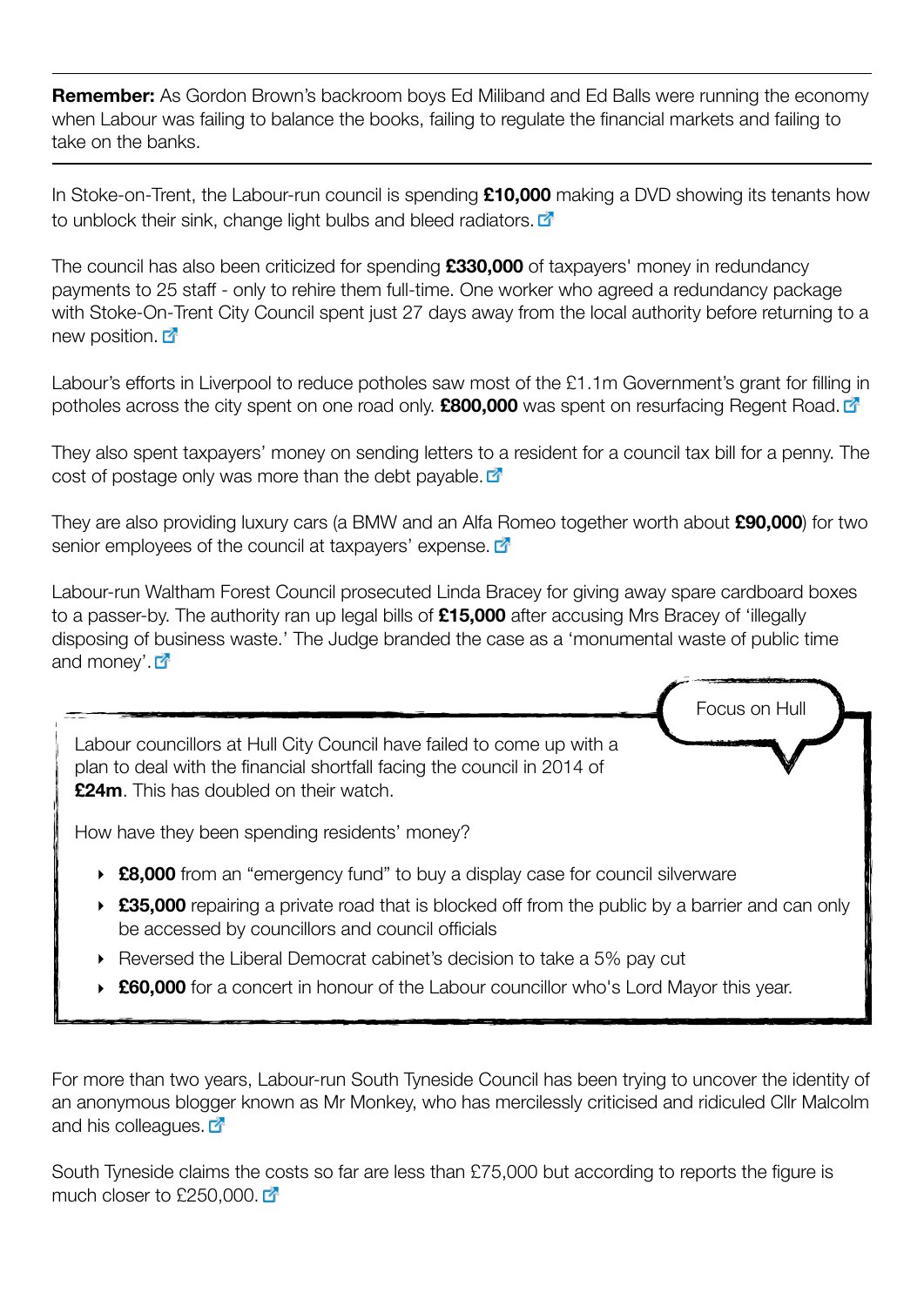---

**Remember:** As Gordon Brown's backroom boys Ed Miliband and Ed Balls were running the economy when Labour was failing to balance the books, failing to regulate the financial markets and failing to take on the banks.

---

In Stoke-on-Trent, the Labour-run council is spending **£10,000** making a DVD showing its tenants how to unblock their sink, change light bulbs and bleed radiators.

The council has also been criticized for spending **£330,000** of taxpayers' money in redundancy payments to 25 staff - only to rehire them full-time. One worker who agreed a redundancy package with Stoke-On-Trent City Council spent just 27 days away from the local authority before returning to a new position.

Labour's efforts in Liverpool to reduce potholes saw most of the £1.1m Government's grant for filling in potholes across the city spent on one road only. **£800,000** was spent on resurfacing Regent Road.

They also spent taxpayers' money on sending letters to a resident for a council tax bill for a penny. The cost of postage only was more than the debt payable.

They are also providing luxury cars (a BMW and an Alfa Romeo together worth about **£90,000**) for two senior employees of the council at taxpayers' expense.

Labour-run Waltham Forest Council prosecuted Linda Bracey for giving away spare cardboard boxes to a passer-by. The authority ran up legal bills of **£15,000** after accusing Mrs Bracey of 'illegally disposing of business waste.' The Judge branded the case as a 'monumental waste of public time and money'.

### Focus on Hull

Labour councillors at Hull City Council have failed to come up with a plan to deal with the financial shortfall facing the council in 2014 of **£24m**. This has doubled on their watch.

How have they been spending residents' money?

- **£8,000** from an "emergency fund" to buy a display case for council silverware
- **£35,000** repairing a private road that is blocked off from the public by a barrier and can only be accessed by councillors and council officials
- Reversed the Liberal Democrat cabinet's decision to take a 5% pay cut
- **£60,000** for a concert in honour of the Labour councillor who's Lord Mayor this year.

For more than two years, Labour-run South Tyneside Council has been trying to uncover the identity of an anonymous blogger known as Mr Monkey, who has mercilessly criticised and ridiculed Cllr Malcolm and his colleagues.

South Tyneside claims the costs so far are less than £75,000 but according to reports the figure is much closer to £250,000.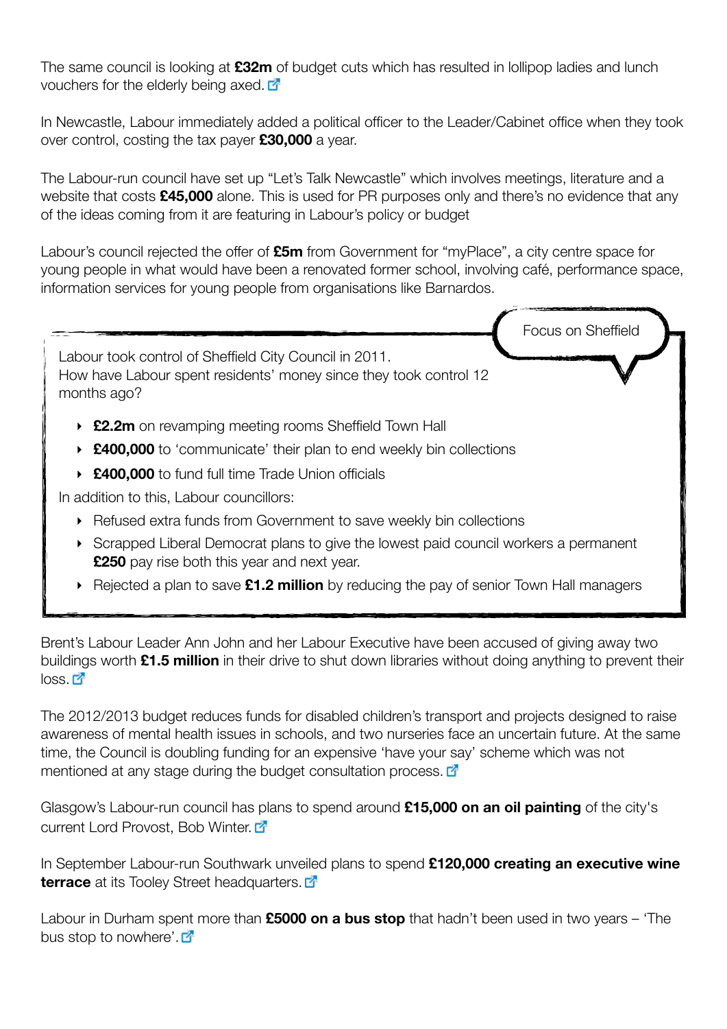The same council is looking at **£32m** of budget cuts which has resulted in lollipop ladies and lunch vouchers for the elderly being axed.

In Newcastle, Labour immediately added a political officer to the Leader/Cabinet office when they took over control, costing the tax payer **£30,000** a year.

The Labour-run council have set up "Let's Talk Newcastle" which involves meetings, literature and a website that costs **£45,000** alone. This is used for PR purposes only and there's no evidence that any of the ideas coming from it are featuring in Labour's policy or budget

Labour's council rejected the offer of **£5m** from Government for "myPlace", a city centre space for young people in what would have been a renovated former school, involving café, performance space, information services for young people from organisations like Barnardos.

### Focus on Sheffield

Labour took control of Sheffield City Council in 2011.
How have Labour spent residents' money since they took control 12 months ago?

- **£2.2m** on revamping meeting rooms Sheffield Town Hall
- **£400,000** to 'communicate' their plan to end weekly bin collections
- **£400,000** to fund full time Trade Union officials

In addition to this, Labour councillors:

- Refused extra funds from Government to save weekly bin collections
- Scrapped Liberal Democrat plans to give the lowest paid council workers a permanent **£250** pay rise both this year and next year.
- Rejected a plan to save **£1.2 million** by reducing the pay of senior Town Hall managers

Brent's Labour Leader Ann John and her Labour Executive have been accused of giving away two buildings worth **£1.5 million** in their drive to shut down libraries without doing anything to prevent their loss.

The 2012/2013 budget reduces funds for disabled children's transport and projects designed to raise awareness of mental health issues in schools, and two nurseries face an uncertain future. At the same time, the Council is doubling funding for an expensive 'have your say' scheme which was not mentioned at any stage during the budget consultation process.

Glasgow's Labour-run council has plans to spend around **£15,000 on an oil painting** of the city's current Lord Provost, Bob Winter.

In September Labour-run Southwark unveiled plans to spend **£120,000 creating an executive wine terrace** at its Tooley Street headquarters.

Labour in Durham spent more than **£5000 on a bus stop** that hadn't been used in two years – 'The bus stop to nowhere'.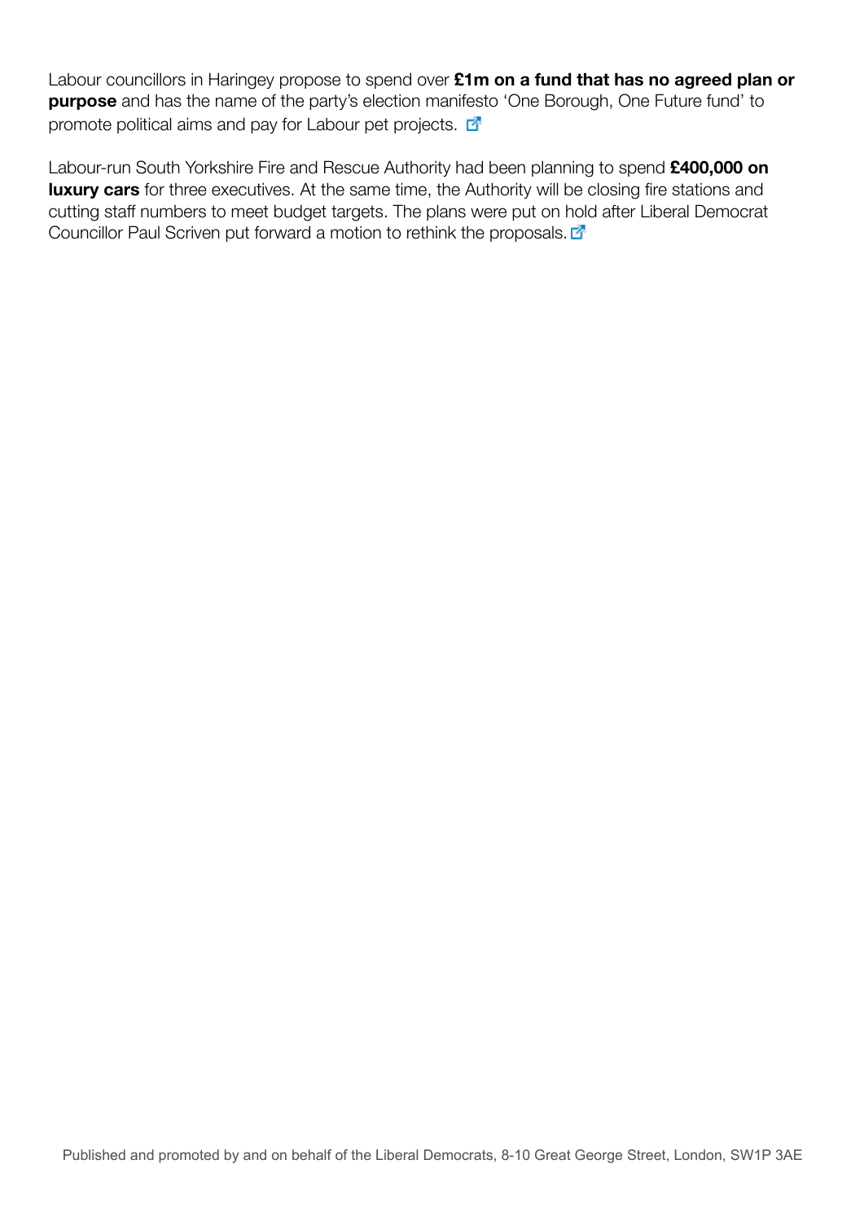Labour councillors in Haringey propose to spend over **£1m on a fund that has no agreed plan or purpose** and has the name of the party's election manifesto 'One Borough, One Future fund' to promote political aims and pay for Labour pet projects.

Labour-run South Yorkshire Fire and Rescue Authority had been planning to spend **£400,000 on luxury cars** for three executives. At the same time, the Authority will be closing fire stations and cutting staff numbers to meet budget targets. The plans were put on hold after Liberal Democrat Councillor Paul Scriven put forward a motion to rethink the proposals.

Published and promoted by and on behalf of the Liberal Democrats, 8-10 Great George Street, London, SW1P 3AE